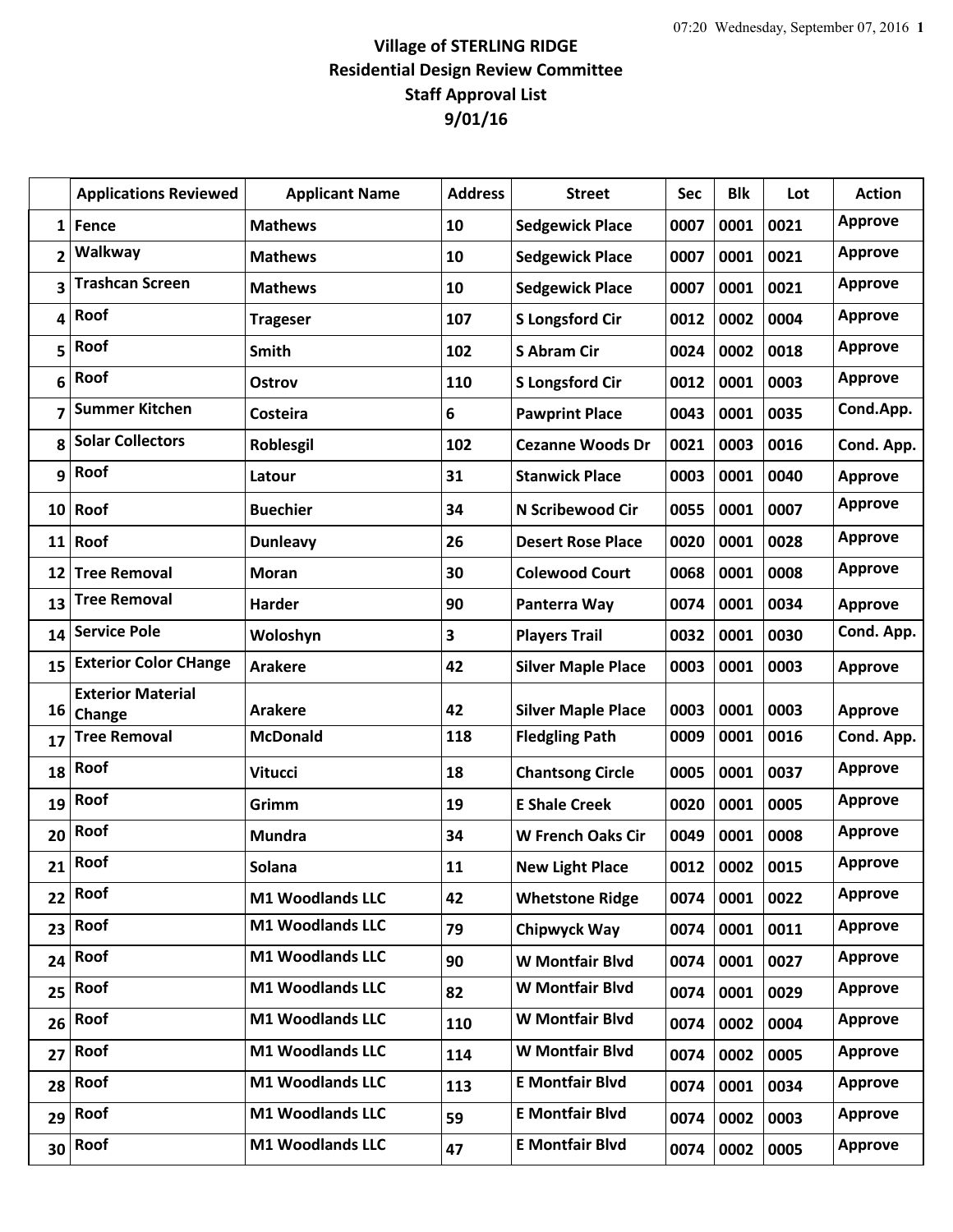# Village of STERLING RIDGE
## Residential Design Review Committee
## Staff Approval List
## 9/01/16

| | Applications Reviewed | Applicant Name | Address | Street | Sec | Blk | Lot | Action |
|---|---|---|---|---|---|---|---|---|
| 1 | Fence | Mathews | 10 | Sedgewick Place | 0007 | 0001 | 0021 | Approve |
| 2 | Walkway | Mathews | 10 | Sedgewick Place | 0007 | 0001 | 0021 | Approve |
| 3 | Trashcan Screen | Mathews | 10 | Sedgewick Place | 0007 | 0001 | 0021 | Approve |
| 4 | Roof | Trageser | 107 | S Longsford Cir | 0012 | 0002 | 0004 | Approve |
| 5 | Roof | Smith | 102 | S Abram Cir | 0024 | 0002 | 0018 | Approve |
| 6 | Roof | Ostrov | 110 | S Longsford Cir | 0012 | 0001 | 0003 | Approve |
| 7 | Summer Kitchen | Costeira | 6 | Pawprint Place | 0043 | 0001 | 0035 | Cond.App. |
| 8 | Solar Collectors | Roblesgil | 102 | Cezanne Woods Dr | 0021 | 0003 | 0016 | Cond. App. |
| 9 | Roof | Latour | 31 | Stanwick Place | 0003 | 0001 | 0040 | Approve |
| 10 | Roof | Buechier | 34 | N Scribewood Cir | 0055 | 0001 | 0007 | Approve |
| 11 | Roof | Dunleavy | 26 | Desert Rose Place | 0020 | 0001 | 0028 | Approve |
| 12 | Tree Removal | Moran | 30 | Colewood Court | 0068 | 0001 | 0008 | Approve |
| 13 | Tree Removal | Harder | 90 | Panterra Way | 0074 | 0001 | 0034 | Approve |
| 14 | Service Pole | Woloshyn | 3 | Players Trail | 0032 | 0001 | 0030 | Cond. App. |
| 15 | Exterior Color CHange | Arakere | 42 | Silver Maple Place | 0003 | 0001 | 0003 | Approve |
| 16 | Exterior Material Change | Arakere | 42 | Silver Maple Place | 0003 | 0001 | 0003 | Approve |
| 17 | Tree Removal | McDonald | 118 | Fledgling Path | 0009 | 0001 | 0016 | Cond. App. |
| 18 | Roof | Vitucci | 18 | Chantsong Circle | 0005 | 0001 | 0037 | Approve |
| 19 | Roof | Grimm | 19 | E Shale Creek | 0020 | 0001 | 0005 | Approve |
| 20 | Roof | Mundra | 34 | W French Oaks Cir | 0049 | 0001 | 0008 | Approve |
| 21 | Roof | Solana | 11 | New Light Place | 0012 | 0002 | 0015 | Approve |
| 22 | Roof | M1 Woodlands LLC | 42 | Whetstone Ridge | 0074 | 0001 | 0022 | Approve |
| 23 | Roof | M1 Woodlands LLC | 79 | Chipwyck Way | 0074 | 0001 | 0011 | Approve |
| 24 | Roof | M1 Woodlands LLC | 90 | W Montfair Blvd | 0074 | 0001 | 0027 | Approve |
| 25 | Roof | M1 Woodlands LLC | 82 | W Montfair Blvd | 0074 | 0001 | 0029 | Approve |
| 26 | Roof | M1 Woodlands LLC | 110 | W Montfair Blvd | 0074 | 0002 | 0004 | Approve |
| 27 | Roof | M1 Woodlands LLC | 114 | W Montfair Blvd | 0074 | 0002 | 0005 | Approve |
| 28 | Roof | M1 Woodlands LLC | 113 | E Montfair Blvd | 0074 | 0001 | 0034 | Approve |
| 29 | Roof | M1 Woodlands LLC | 59 | E Montfair Blvd | 0074 | 0002 | 0003 | Approve |
| 30 | Roof | M1 Woodlands LLC | 47 | E Montfair Blvd | 0074 | 0002 | 0005 | Approve |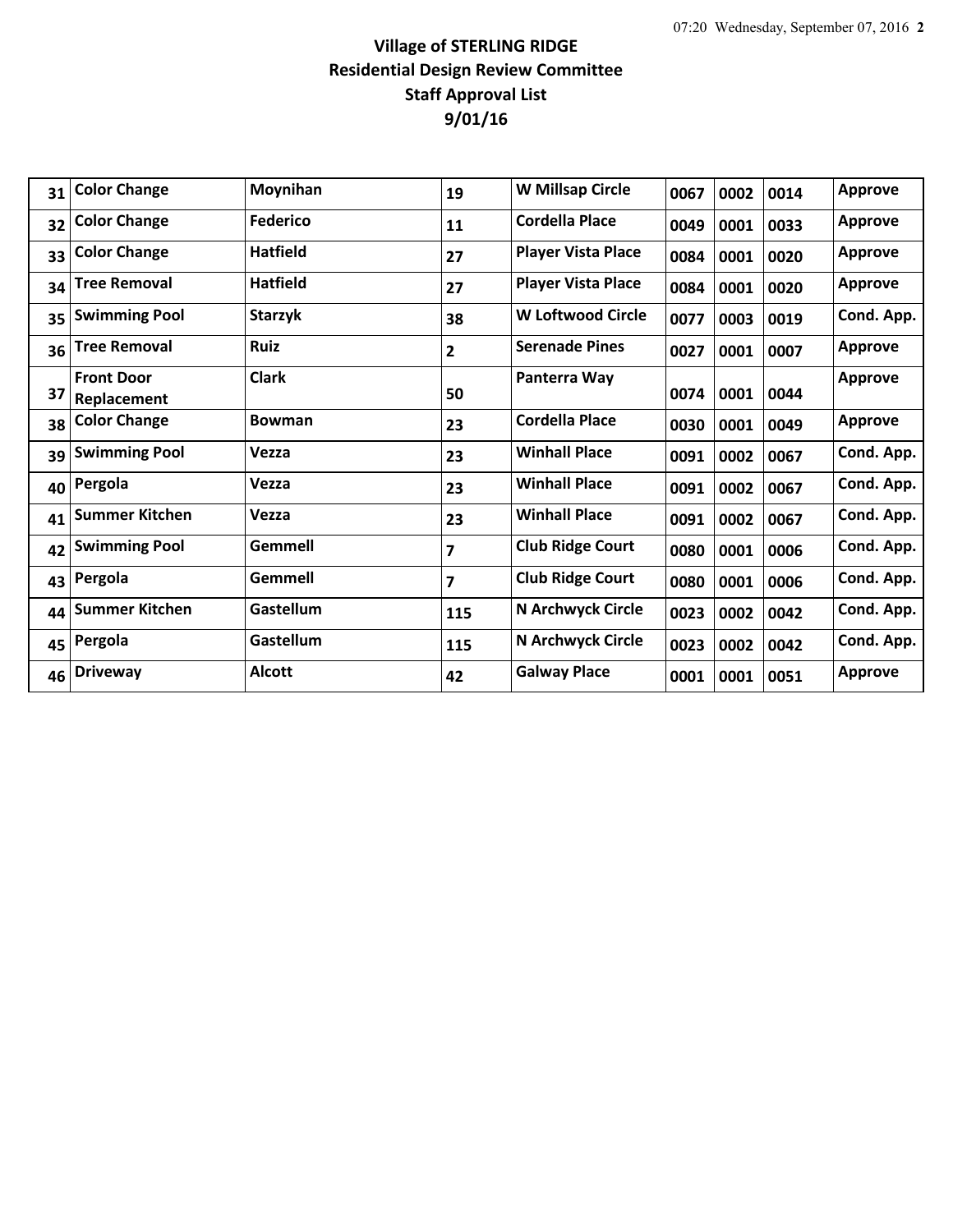**Village of STERLING RIDGE**
**Residential Design Review Committee**
**Staff Approval List**
**9/01/16**

| | | | | | | | | |
|---|---|---|---|---|---|---|---|---|
| 31 | Color Change | Moynihan | 19 | W Millsap Circle | 0067 | 0002 | 0014 | Approve |
| 32 | Color Change | Federico | 11 | Cordella Place | 0049 | 0001 | 0033 | Approve |
| 33 | Color Change | Hatfield | 27 | Player Vista Place | 0084 | 0001 | 0020 | Approve |
| 34 | Tree Removal | Hatfield | 27 | Player Vista Place | 0084 | 0001 | 0020 | Approve |
| 35 | Swimming Pool | Starzyk | 38 | W Loftwood Circle | 0077 | 0003 | 0019 | Cond. App. |
| 36 | Tree Removal | Ruiz | 2 | Serenade Pines | 0027 | 0001 | 0007 | Approve |
| 37 | Front Door Replacement | Clark | 50 | Panterra Way | 0074 | 0001 | 0044 | Approve |
| 38 | Color Change | Bowman | 23 | Cordella Place | 0030 | 0001 | 0049 | Approve |
| 39 | Swimming Pool | Vezza | 23 | Winhall Place | 0091 | 0002 | 0067 | Cond. App. |
| 40 | Pergola | Vezza | 23 | Winhall Place | 0091 | 0002 | 0067 | Cond. App. |
| 41 | Summer Kitchen | Vezza | 23 | Winhall Place | 0091 | 0002 | 0067 | Cond. App. |
| 42 | Swimming Pool | Gemmell | 7 | Club Ridge Court | 0080 | 0001 | 0006 | Cond. App. |
| 43 | Pergola | Gemmell | 7 | Club Ridge Court | 0080 | 0001 | 0006 | Cond. App. |
| 44 | Summer Kitchen | Gastellum | 115 | N Archwyck Circle | 0023 | 0002 | 0042 | Cond. App. |
| 45 | Pergola | Gastellum | 115 | N Archwyck Circle | 0023 | 0002 | 0042 | Cond. App. |
| 46 | Driveway | Alcott | 42 | Galway Place | 0001 | 0001 | 0051 | Approve |